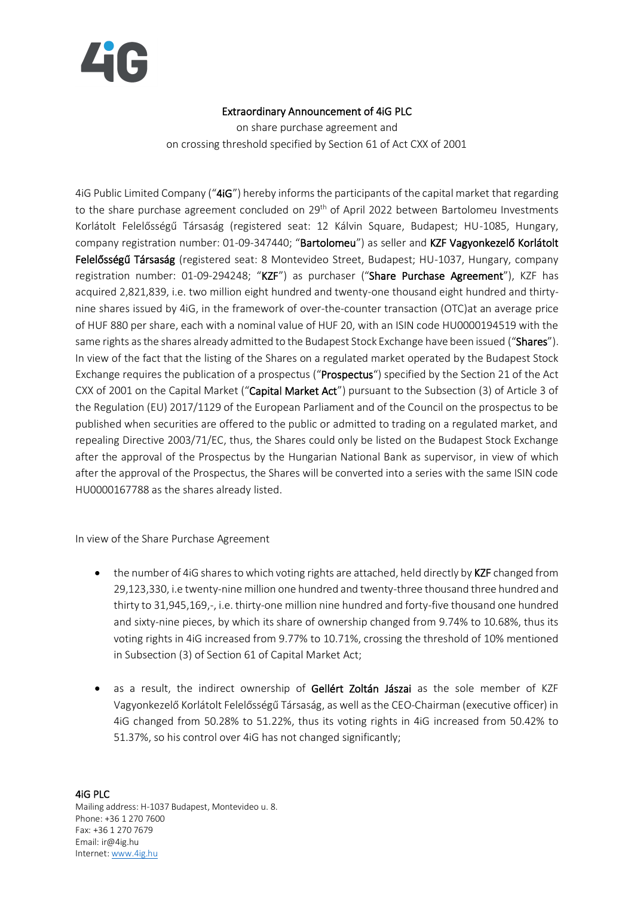4iG

**Extraordinary Announcement of 4iG PLC**

on share purchase agreement and
on crossing threshold specified by Section 61 of Act CXX of 2001

4iG Public Limited Company ("**4iG**") hereby informs the participants of the capital market that regarding to the share purchase agreement concluded on 29th of April 2022 between Bartolomeu Investments Korlátolt Felelősségű Társaság (registered seat: 12 Kálvin Square, Budapest; HU-1085, Hungary, company registration number: 01-09-347440; "**Bartolomeu**") as seller and **KZF Vagyonkezelő Korlátolt Felelősségű Társaság** (registered seat: 8 Montevideo Street, Budapest; HU-1037, Hungary, company registration number: 01-09-294248; "**KZF**") as purchaser ("**Share Purchase Agreement**"), KZF has acquired 2,821,839, i.e. two million eight hundred and twenty-one thousand eight hundred and thirty-nine shares issued by 4iG, in the framework of over-the-counter transaction (OTC)at an average price of HUF 880 per share, each with a nominal value of HUF 20, with an ISIN code HU0000194519 with the same rights as the shares already admitted to the Budapest Stock Exchange have been issued ("**Shares**"). In view of the fact that the listing of the Shares on a regulated market operated by the Budapest Stock Exchange requires the publication of a prospectus ("**Prospectus**") specified by the Section 21 of the Act CXX of 2001 on the Capital Market ("**Capital Market Act**") pursuant to the Subsection (3) of Article 3 of the Regulation (EU) 2017/1129 of the European Parliament and of the Council on the prospectus to be published when securities are offered to the public or admitted to trading on a regulated market, and repealing Directive 2003/71/EC, thus, the Shares could only be listed on the Budapest Stock Exchange after the approval of the Prospectus by the Hungarian National Bank as supervisor, in view of which after the approval of the Prospectus, the Shares will be converted into a series with the same ISIN code HU0000167788 as the shares already listed.

In view of the Share Purchase Agreement

- the number of 4iG shares to which voting rights are attached, held directly by **KZF** changed from 29,123,330, i.e twenty-nine million one hundred and twenty-three thousand three hundred and thirty to 31,945,169,-, i.e. thirty-one million nine hundred and forty-five thousand one hundred and sixty-nine pieces, by which its share of ownership changed from 9.74% to 10.68%, thus its voting rights in 4iG increased from 9.77% to 10.71%, crossing the threshold of 10% mentioned in Subsection (3) of Section 61 of Capital Market Act;

- as a result, the indirect ownership of **Gellért Zoltán Jászai** as the sole member of KZF Vagyonkezelő Korlátolt Felelősségű Társaság, as well as the CEO-Chairman (executive officer) in 4iG changed from 50.28% to 51.22%, thus its voting rights in 4iG increased from 50.42% to 51.37%, so his control over 4iG has not changed significantly;

**4iG PLC**
Mailing address: H-1037 Budapest, Montevideo u. 8.
Phone: +36 1 270 7600
Fax: +36 1 270 7679
Email: ir@4ig.hu
Internet: www.4ig.hu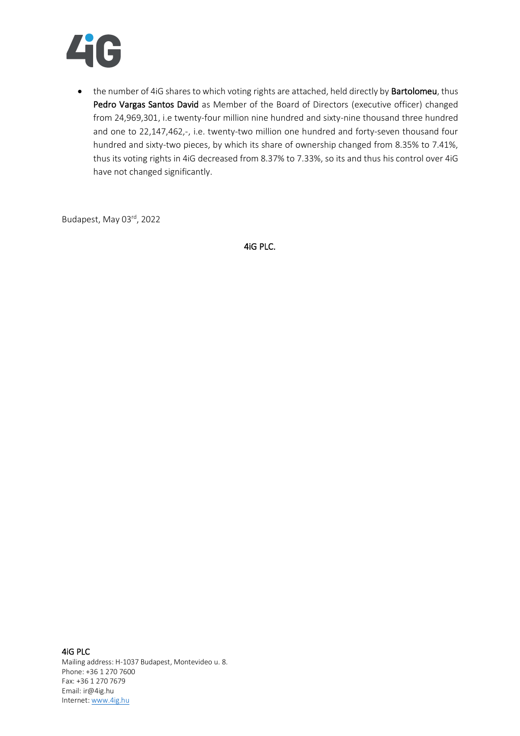- the number of 4iG shares to which voting rights are attached, held directly by **Bartolomeu**, thus **Pedro Vargas Santos David** as Member of the Board of Directors (executive officer) changed from 24,969,301, i.e twenty-four million nine hundred and sixty-nine thousand three hundred and one to 22,147,462,-, i.e. twenty-two million one hundred and forty-seven thousand four hundred and sixty-two pieces, by which its share of ownership changed from 8.35% to 7.41%, thus its voting rights in 4iG decreased from 8.37% to 7.33%, so its and thus his control over 4iG have not changed significantly.

Budapest, May 03rd, 2022

**4iG PLC.**

**4iG PLC**
Mailing address: H-1037 Budapest, Montevideo u. 8.
Phone: +36 1 270 7600
Fax: +36 1 270 7679
Email: ir@4ig.hu
Internet: www.4ig.hu